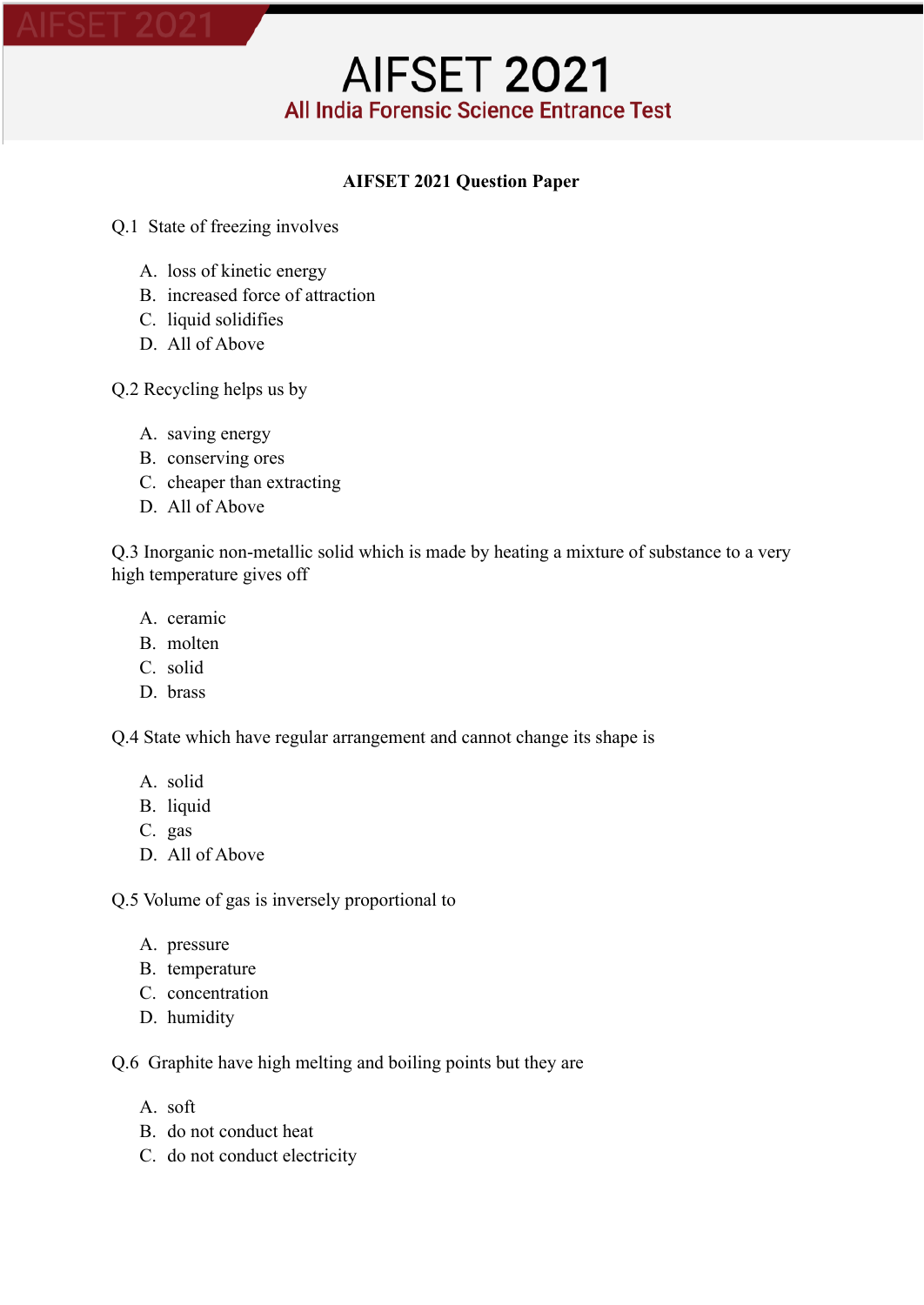# AIFSET 2021

## All India Forensic Science Entrance Test

**AIFSET 2021 Question Paper**

Q.1 State of freezing involves

A. loss of kinetic energy
B. increased force of attraction
C. liquid solidifies
D. All of Above

Q.2 Recycling helps us by

A. saving energy
B. conserving ores
C. cheaper than extracting
D. All of Above

Q.3 Inorganic non-metallic solid which is made by heating a mixture of substance to a very high temperature gives off

A. ceramic
B. molten
C. solid
D. brass

Q.4 State which have regular arrangement and cannot change its shape is

A. solid
B. liquid
C. gas
D. All of Above

Q.5 Volume of gas is inversely proportional to

A. pressure
B. temperature
C. concentration
D. humidity

Q.6 Graphite have high melting and boiling points but they are

A. soft
B. do not conduct heat
C. do not conduct electricity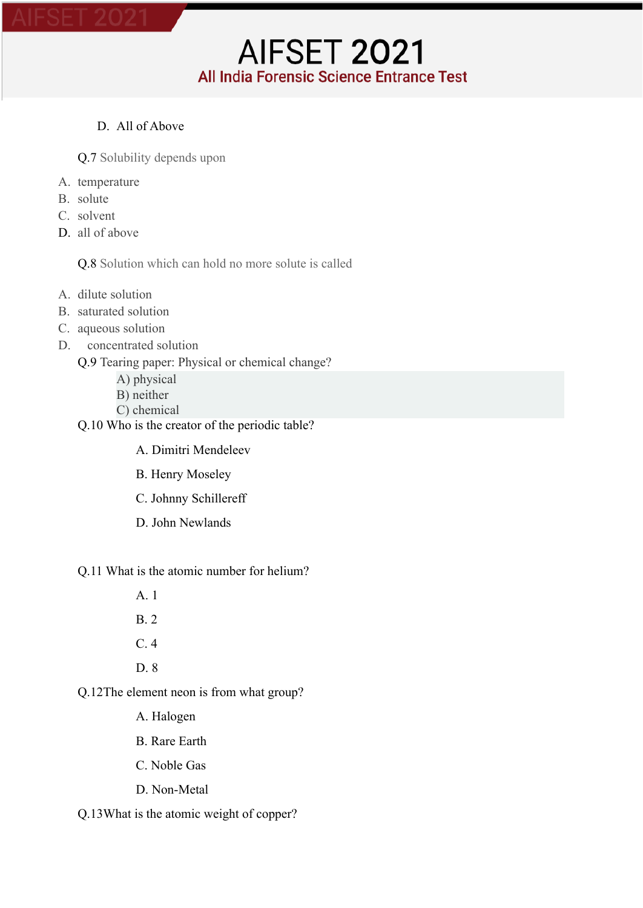D. All of Above

Q.7 Solubility depends upon

A. temperature
B. solute
C. solvent
D. all of above

Q.8 Solution which can hold no more solute is called

A. dilute solution
B. saturated solution
C. aqueous solution
D. concentrated solution

Q.9 Tearing paper: Physical or chemical change?

A) physical
B) neither
C) chemical

Q.10 Who is the creator of the periodic table?

A. Dimitri Mendeleev

B. Henry Moseley

C. Johnny Schillereff

D. John Newlands

Q.11 What is the atomic number for helium?

A. 1

B. 2

C. 4

D. 8

Q.12The element neon is from what group?

A. Halogen

B. Rare Earth

C. Noble Gas

D. Non-Metal

Q.13What is the atomic weight of copper?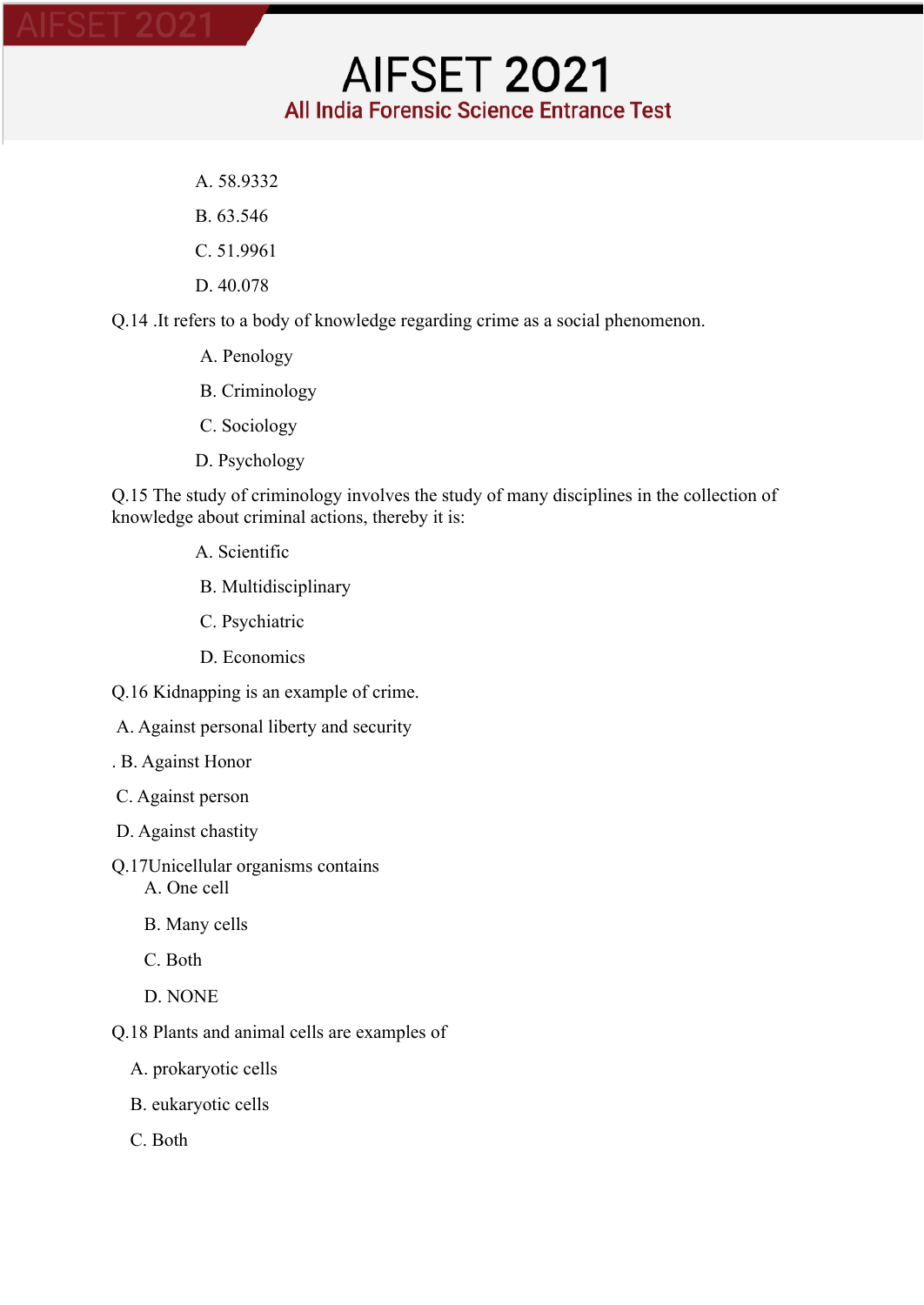A. 58.9332

B. 63.546

C. 51.9961

D. 40.078

Q.14 .It refers to a body of knowledge regarding crime as a social phenomenon.

A. Penology

B. Criminology

C. Sociology

D. Psychology

Q.15 The study of criminology involves the study of many disciplines in the collection of knowledge about criminal actions, thereby it is:

A. Scientific

B. Multidisciplinary

C. Psychiatric

D. Economics

Q.16 Kidnapping is an example of crime.

A. Against personal liberty and security

. B. Against Honor

C. Against person

D. Against chastity

Q.17Unicellular organisms contains

A. One cell

B. Many cells

C. Both

D. NONE

Q.18 Plants and animal cells are examples of

A. prokaryotic cells

B. eukaryotic cells

C. Both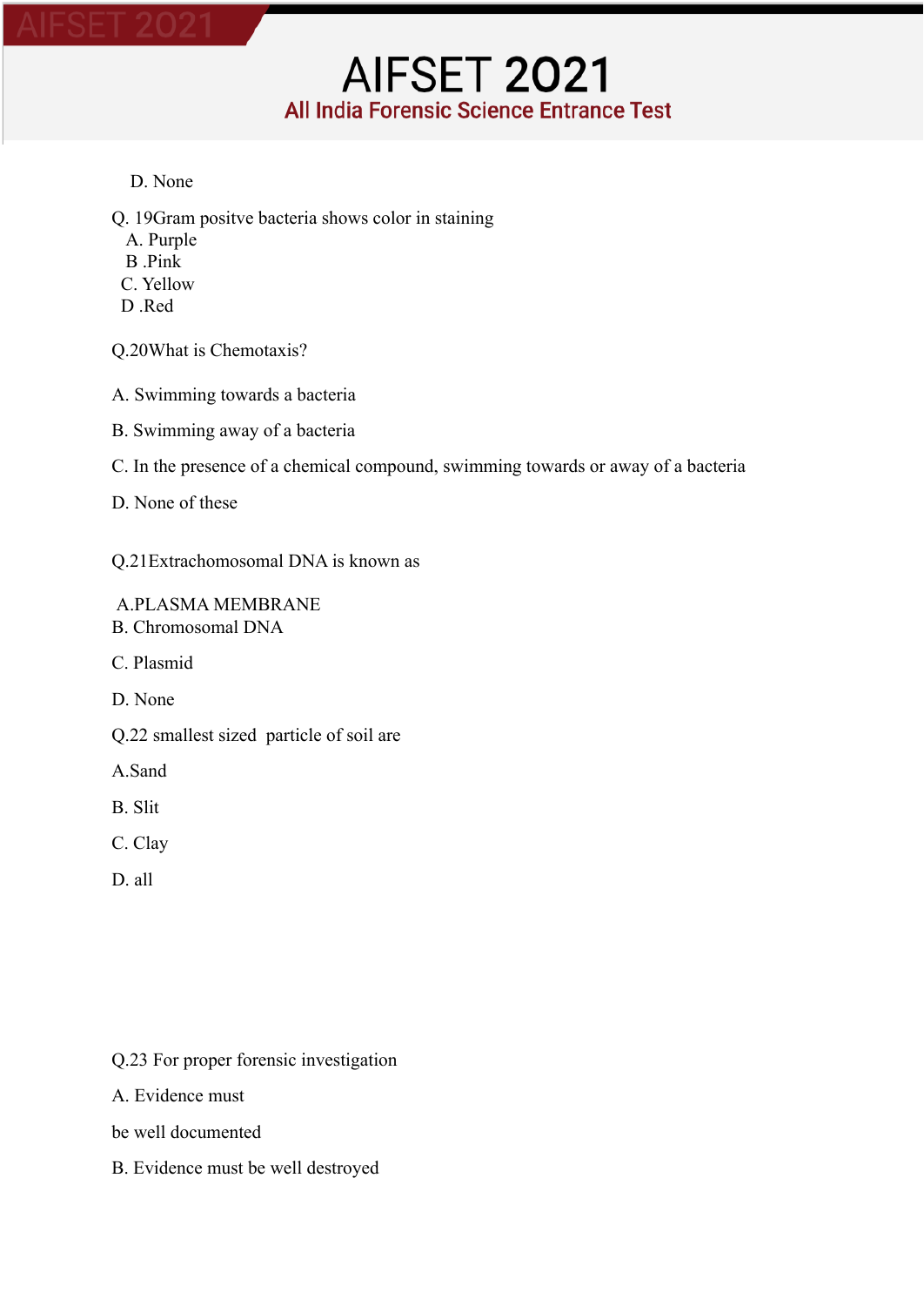D. None

Q. 19Gram positve bacteria shows color in staining

A. Purple

B .Pink

C. Yellow

D .Red

Q.20What is Chemotaxis?

A. Swimming towards a bacteria

B. Swimming away of a bacteria

C. In the presence of a chemical compound, swimming towards or away of a bacteria

D. None of these

Q.21Extrachomosomal DNA is known as

A.PLASMA MEMBRANE

B. Chromosomal DNA

C. Plasmid

D. None

Q.22 smallest sized  particle of soil are

A.Sand

B. Slit

C. Clay

D. all

Q.23 For proper forensic investigation

A. Evidence must

be well documented

B. Evidence must be well destroyed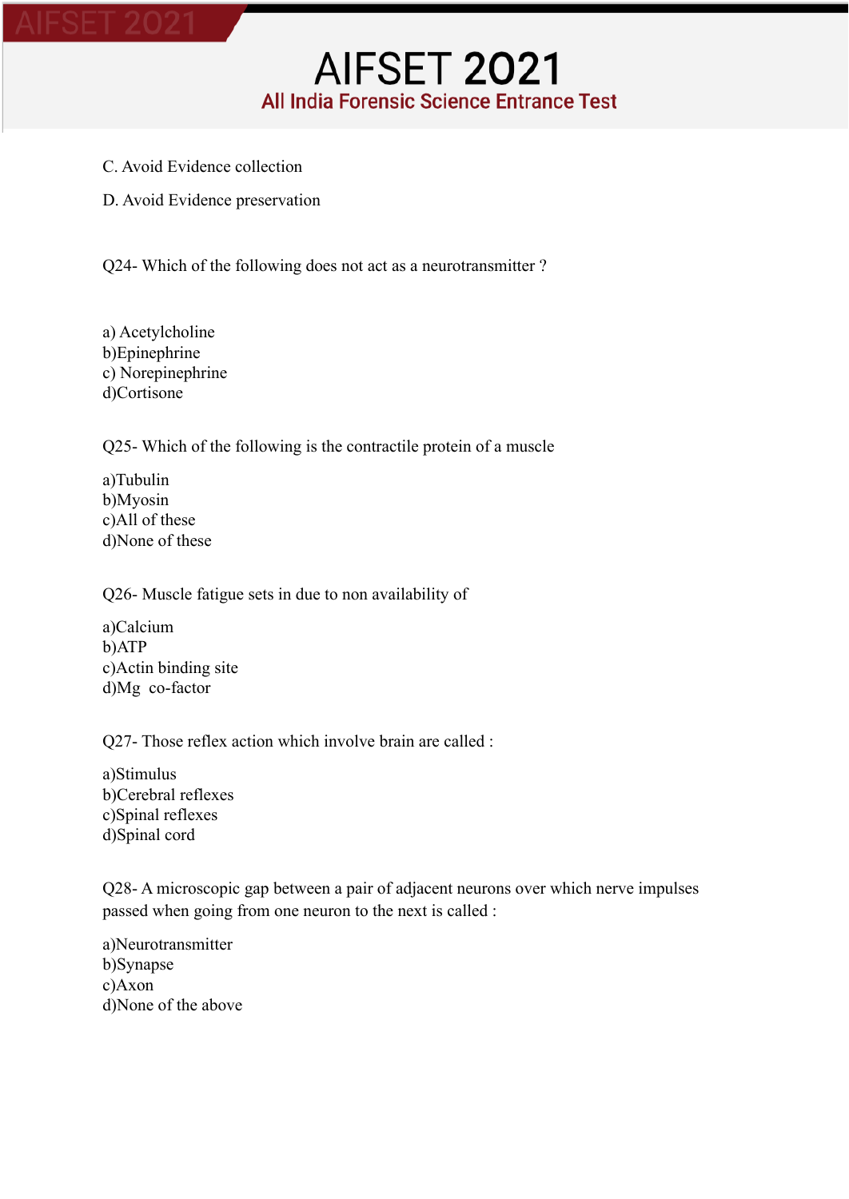C. Avoid Evidence collection

D. Avoid Evidence preservation

Q24- Which of the following does not act as a neurotransmitter ?

a) Acetylcholine
b)Epinephrine
c) Norepinephrine
d)Cortisone

Q25- Which of the following is the contractile protein of a muscle

a)Tubulin
b)Myosin
c)All of these
d)None of these

Q26- Muscle fatigue sets in due to non availability of

a)Calcium
b)ATP
c)Actin binding site
d)Mg  co-factor

Q27- Those reflex action which involve brain are called :

a)Stimulus
b)Cerebral reflexes
c)Spinal reflexes
d)Spinal cord

Q28- A microscopic gap between a pair of adjacent neurons over which nerve impulses passed when going from one neuron to the next is called :

a)Neurotransmitter
b)Synapse
c)Axon
d)None of the above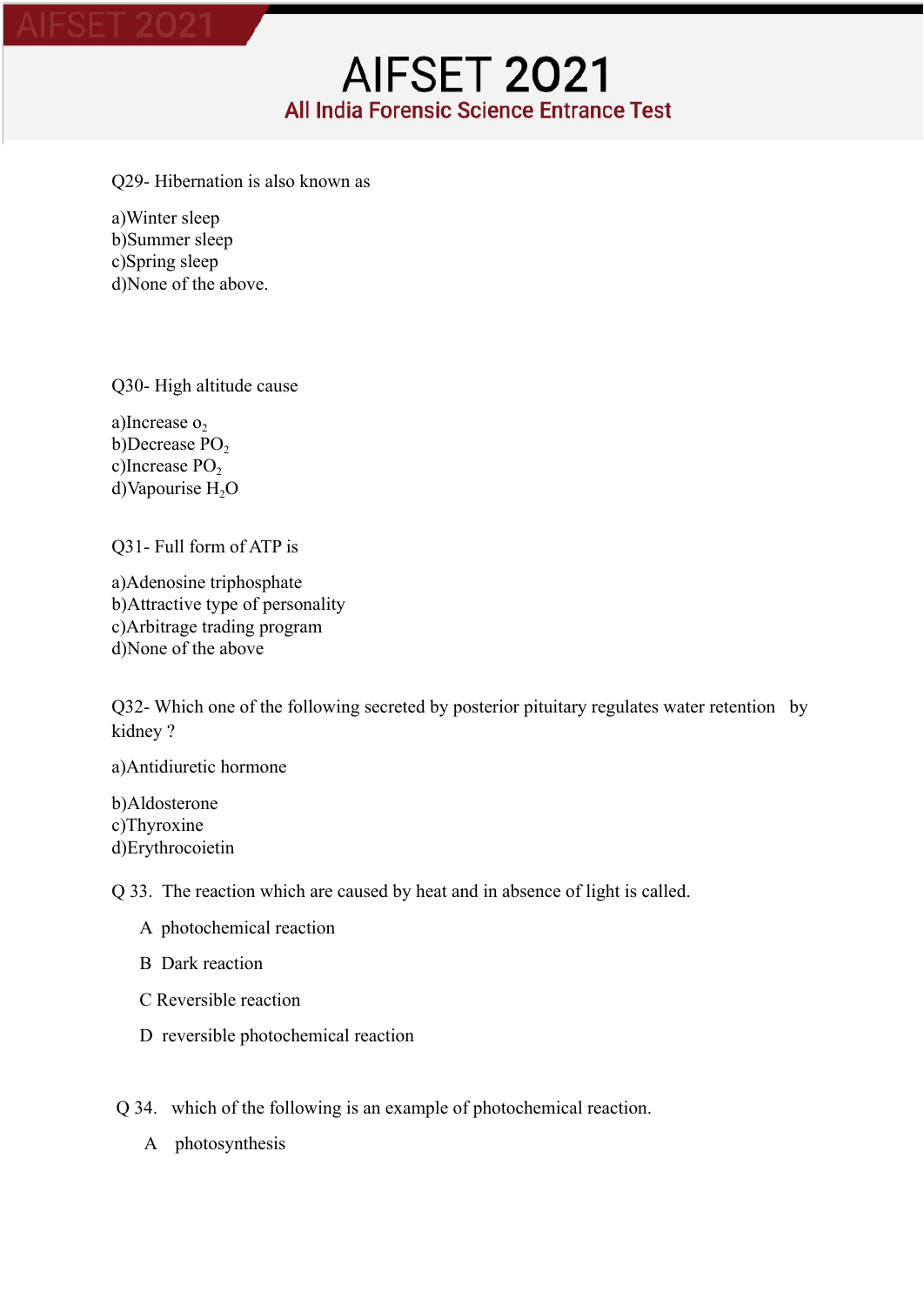Q29- Hibernation is also known as

a)Winter sleep
b)Summer sleep
c)Spring sleep
d)None of the above.

Q30- High altitude cause

a)Increase $o_2$
b)Decrease $PO_2$
c)Increase $PO_2$
d)Vapourise $H_2O$

Q31- Full form of ATP is

a)Adenosine triphosphate
b)Attractive type of personality
c)Arbitrage trading program
d)None of the above

Q32- Which one of the following secreted by posterior pituitary regulates water retention by kidney ?

a)Antidiuretic hormone

b)Aldosterone
c)Thyroxine
d)Erythrocoietin

Q 33. The reaction which are caused by heat and in absence of light is called.

A photochemical reaction

B Dark reaction

C Reversible reaction

D reversible photochemical reaction

Q 34. which of the following is an example of photochemical reaction.

A photosynthesis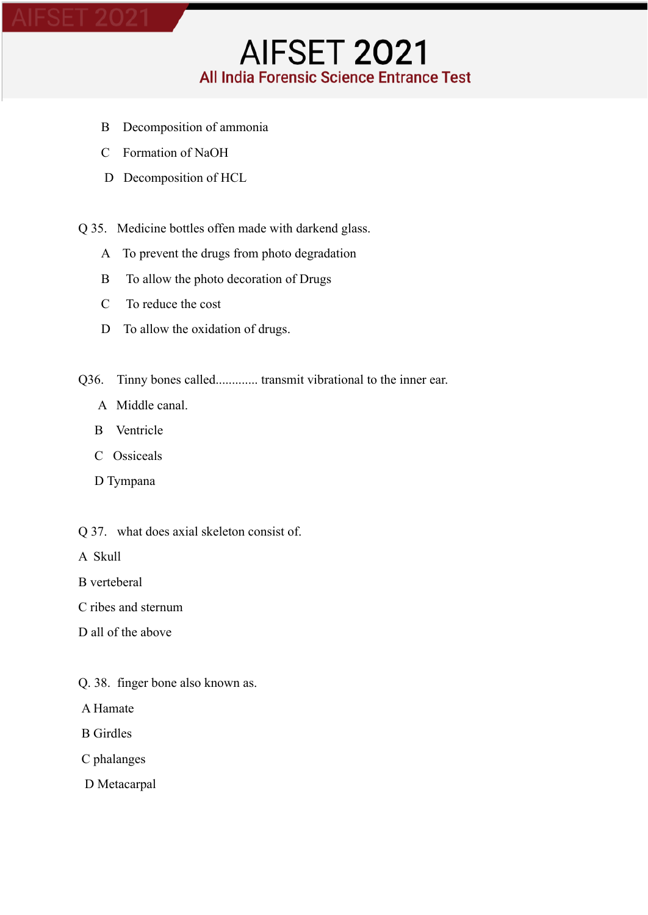B Decomposition of ammonia

C Formation of NaOH

D Decomposition of HCL

Q 35. Medicine bottles offen made with darkend glass.

A To prevent the drugs from photo degradation

B To allow the photo decoration of Drugs

C To reduce the cost

D To allow the oxidation of drugs.

Q36. Tinny bones called............. transmit vibrational to the inner ear.

A Middle canal.

B Ventricle

C Ossiceals

D Tympana

Q 37. what does axial skeleton consist of.

A Skull

B verteberal

C ribes and sternum

D all of the above

Q. 38. finger bone also known as.

A Hamate

B Girdles

C phalanges

D Metacarpal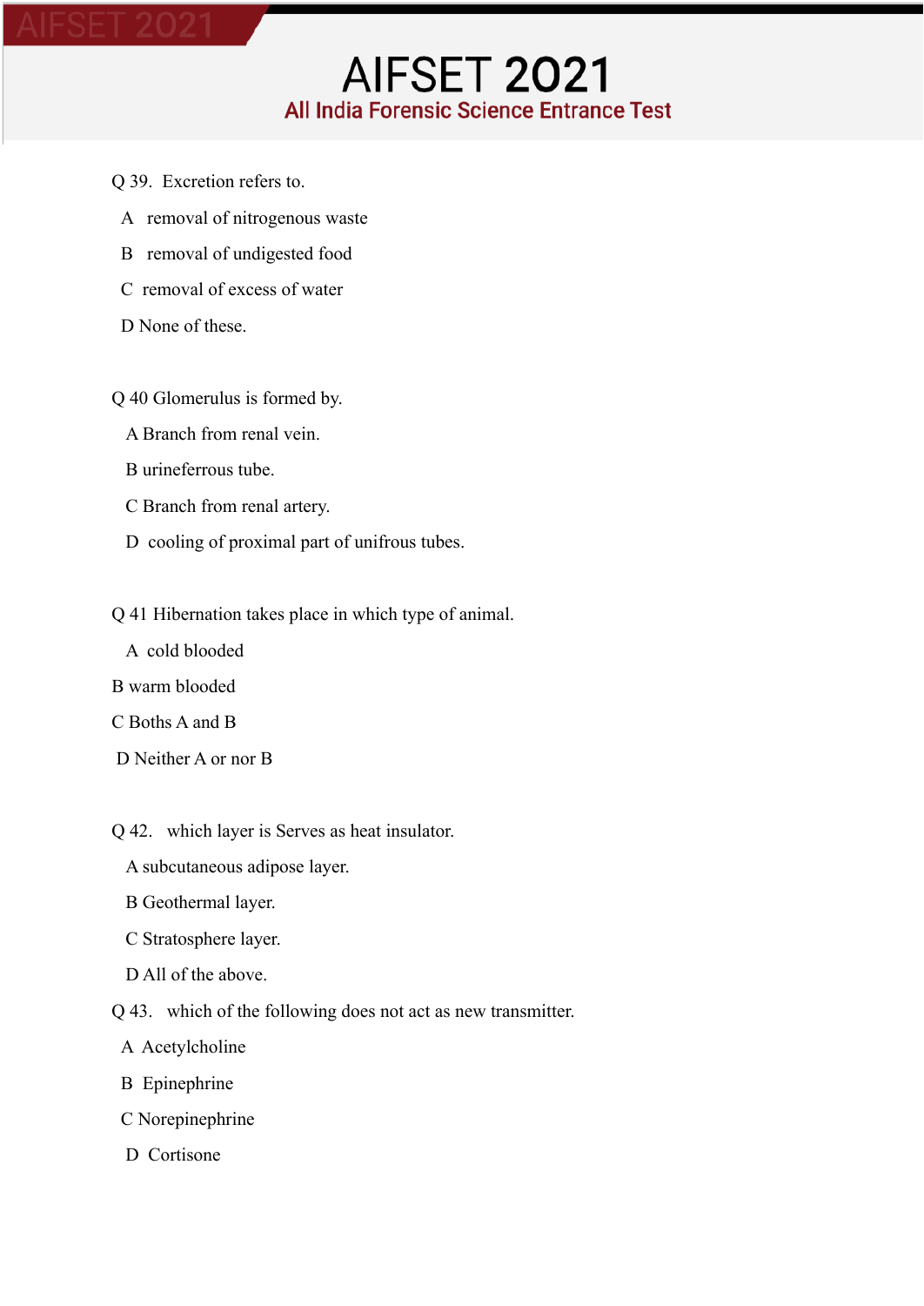Q 39. Excretion refers to.

A removal of nitrogenous waste

B removal of undigested food

C removal of excess of water

D None of these.

Q 40 Glomerulus is formed by.

A Branch from renal vein.

B urineferrous tube.

C Branch from renal artery.

D cooling of proximal part of unifrous tubes.

Q 41 Hibernation takes place in which type of animal.

A cold blooded

B warm blooded

C Boths A and B

D Neither A or nor B

Q 42. which layer is Serves as heat insulator.

A subcutaneous adipose layer.

B Geothermal layer.

C Stratosphere layer.

D All of the above.

Q 43. which of the following does not act as new transmitter.

A Acetylcholine

B Epinephrine

C Norepinephrine

D Cortisone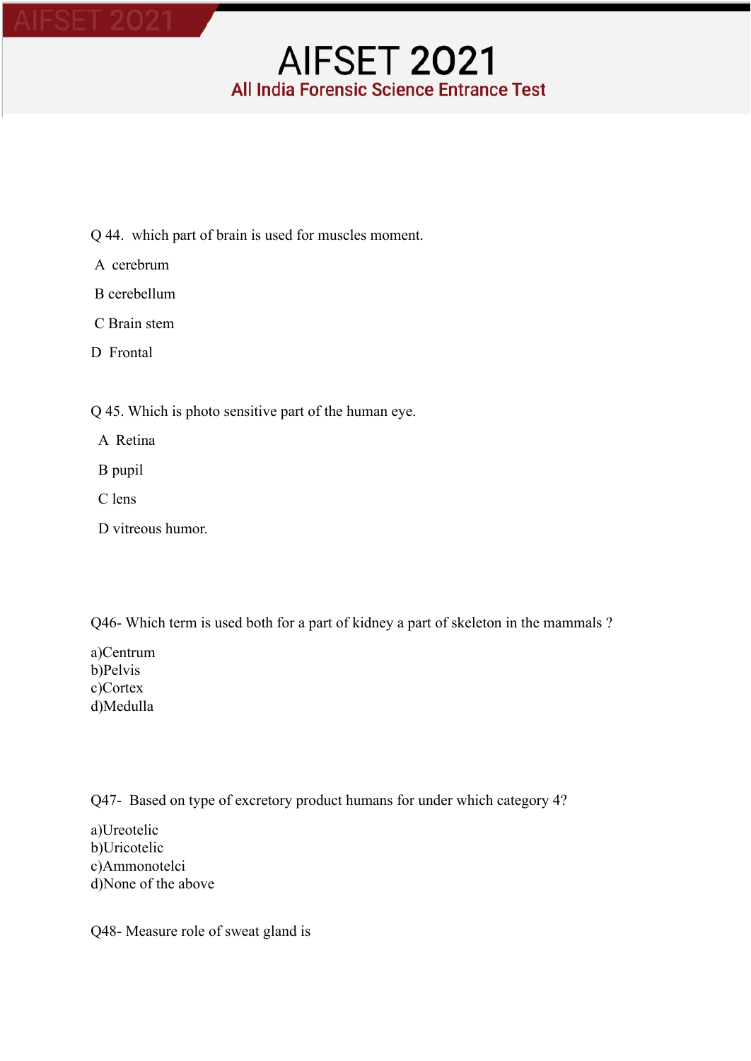Q 44. which part of brain is used for muscles moment.

A cerebrum

B cerebellum

C Brain stem

D Frontal

Q 45. Which is photo sensitive part of the human eye.

A Retina

B pupil

C lens

D vitreous humor.

Q46- Which term is used both for a part of kidney a part of skeleton in the mammals ?

a)Centrum
b)Pelvis
c)Cortex
d)Medulla

Q47- Based on type of excretory product humans for under which category 4?

a)Ureotelic
b)Uricotelic
c)Ammonotelci
d)None of the above

Q48- Measure role of sweat gland is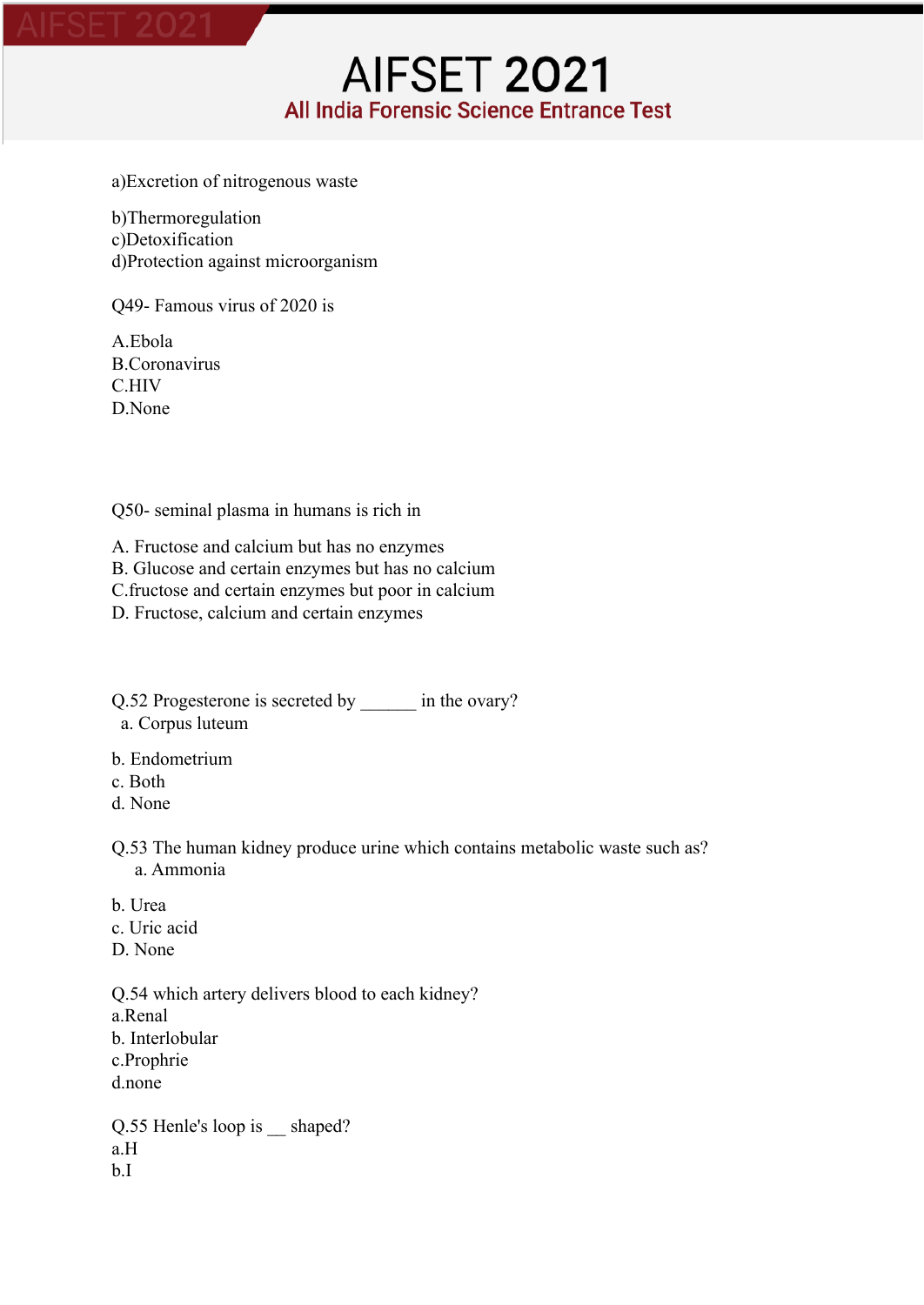a)Excretion of nitrogenous waste

b)Thermoregulation
c)Detoxification
d)Protection against microorganism

Q49- Famous virus of 2020 is

A.Ebola
B.Coronavirus
C.HIV
D.None

Q50- seminal plasma in humans is rich in

A. Fructose and calcium but has no enzymes
B. Glucose and certain enzymes but has no calcium
C.fructose and certain enzymes but poor in calcium
D. Fructose, calcium and certain enzymes

Q.52 Progesterone is secreted by ______ in the ovary?
a. Corpus luteum

b. Endometrium
c. Both
d. None

Q.53 The human kidney produce urine which contains metabolic waste such as?
a. Ammonia

b. Urea
c. Uric acid
D. None

Q.54 which artery delivers blood to each kidney?
a.Renal
b. Interlobular
c.Prophrie
d.none

Q.55 Henle's loop is __ shaped?
a.H
b.I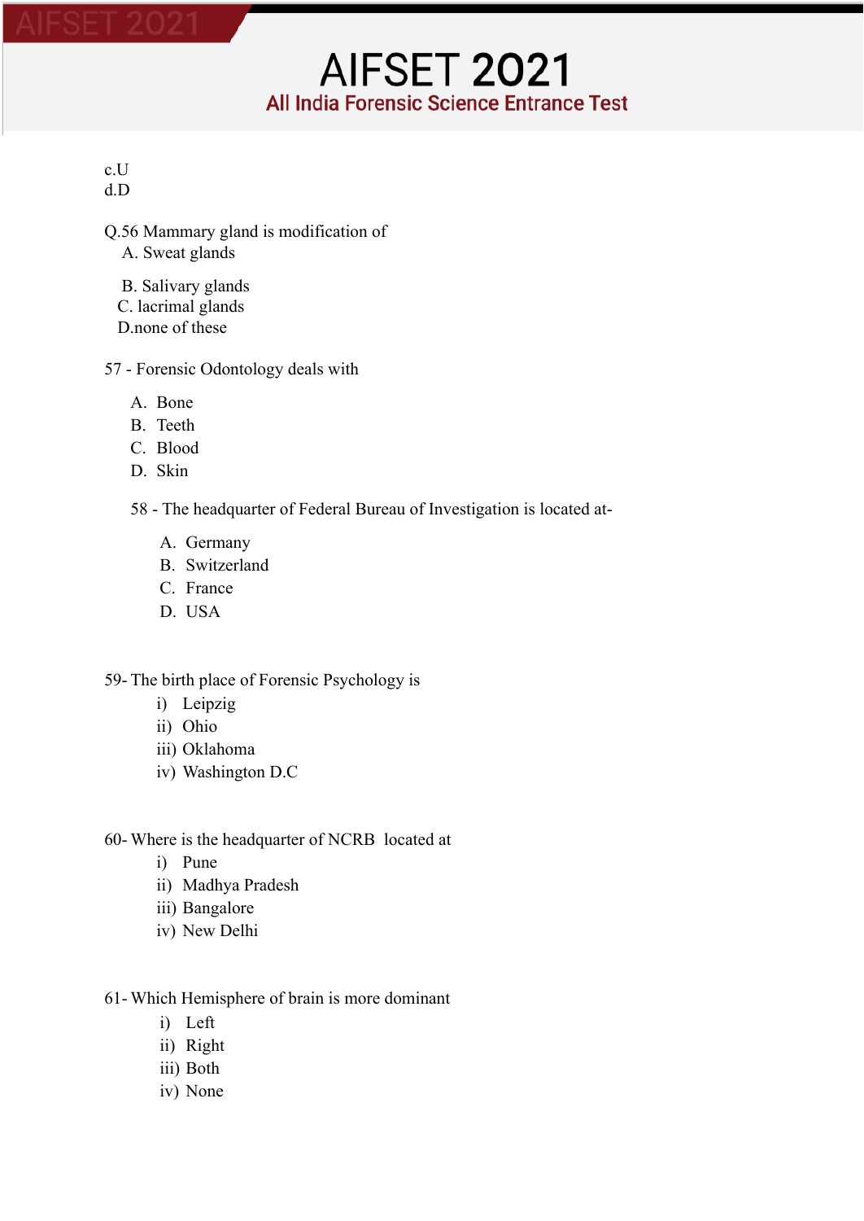c.U
d.D

Q.56 Mammary gland is modification of

A. Sweat glands

B. Salivary glands
C. lacrimal glands
D.none of these

57 - Forensic Odontology deals with

A. Bone
B. Teeth
C. Blood
D. Skin

58 - The headquarter of Federal Bureau of Investigation is located at-

A. Germany
B. Switzerland
C. France
D. USA

59- The birth place of Forensic Psychology is

i) Leipzig
ii) Ohio
iii) Oklahoma
iv) Washington D.C

60- Where is the headquarter of NCRB located at

i) Pune
ii) Madhya Pradesh
iii) Bangalore
iv) New Delhi

61- Which Hemisphere of brain is more dominant

i) Left
ii) Right
iii) Both
iv) None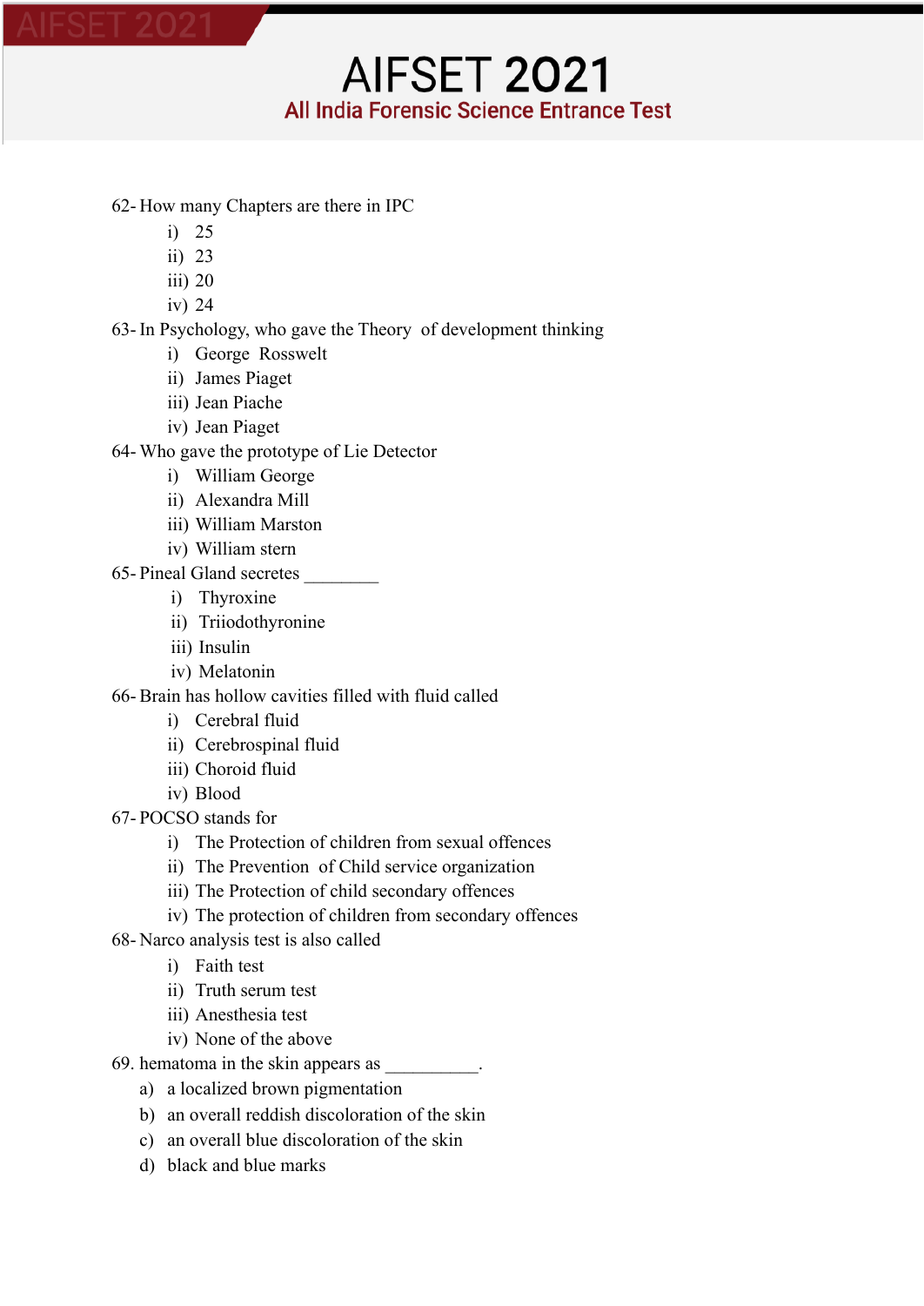# AIFSET 2021

All India Forensic Science Entrance Test

62- How many Chapters are there in IPC

   i) 25
   ii) 23
   iii) 20
   iv) 24

63- In Psychology, who gave the Theory of development thinking

   i) George Rosswelt
   ii) James Piaget
   iii) Jean Piache
   iv) Jean Piaget

64- Who gave the prototype of Lie Detector

   i) William George
   ii) Alexandra Mill
   iii) William Marston
   iv) William stern

65- Pineal Gland secretes ________

   i) Thyroxine
   ii) Triiodothyronine
   iii) Insulin
   iv) Melatonin

66- Brain has hollow cavities filled with fluid called

   i) Cerebral fluid
   ii) Cerebrospinal fluid
   iii) Choroid fluid
   iv) Blood

67- POCSO stands for

   i) The Protection of children from sexual offences
   ii) The Prevention of Child service organization
   iii) The Protection of child secondary offences
   iv) The protection of children from secondary offences

68- Narco analysis test is also called

   i) Faith test
   ii) Truth serum test
   iii) Anesthesia test
   iv) None of the above

69. hematoma in the skin appears as __________.

   a) a localized brown pigmentation
   b) an overall reddish discoloration of the skin
   c) an overall blue discoloration of the skin
   d) black and blue marks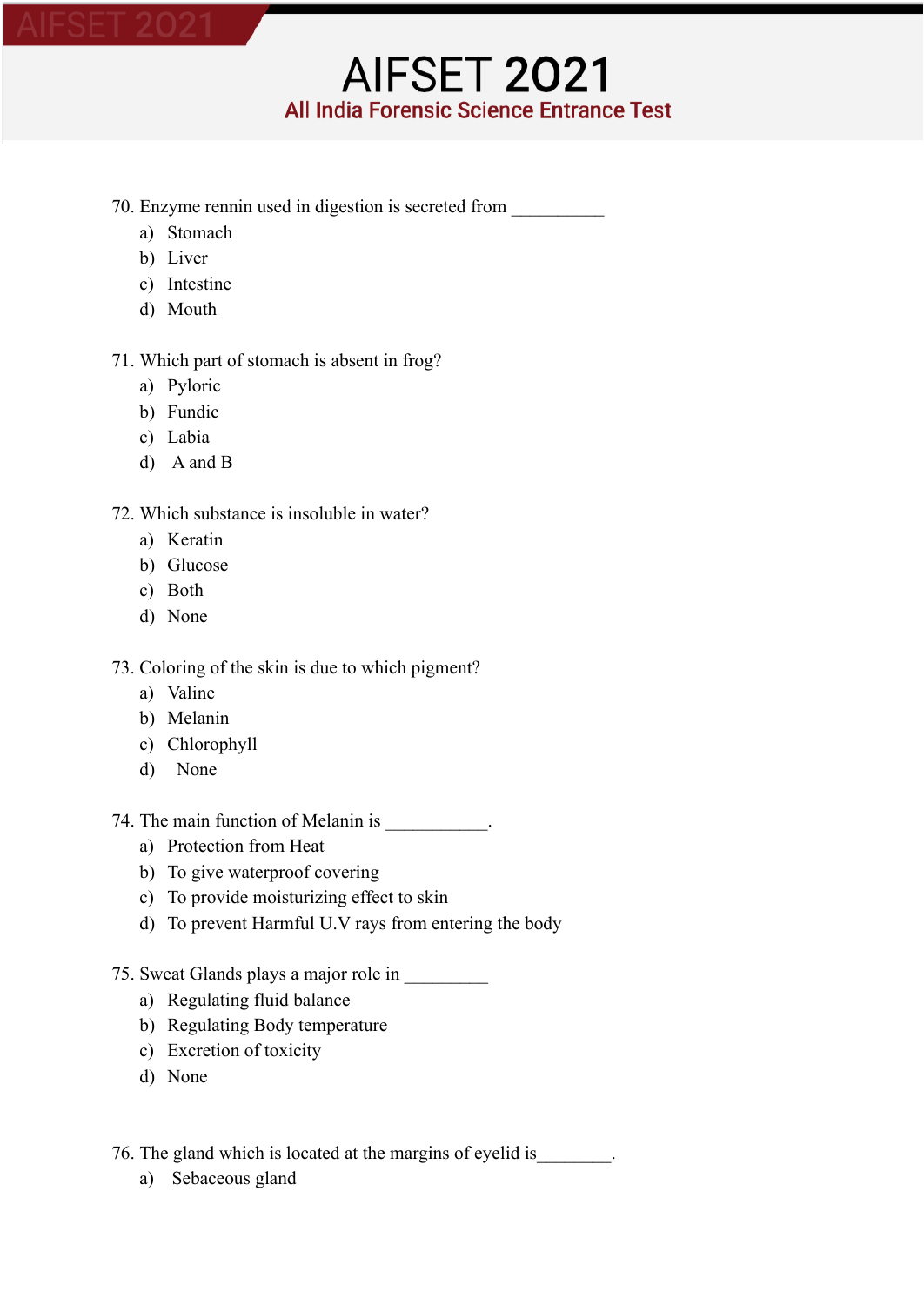70. Enzyme rennin used in digestion is secreted from __________
   a) Stomach
   b) Liver
   c) Intestine
   d) Mouth

71. Which part of stomach is absent in frog?
   a) Pyloric
   b) Fundic
   c) Labia
   d) A and B

72. Which substance is insoluble in water?
   a) Keratin
   b) Glucose
   c) Both
   d) None

73. Coloring of the skin is due to which pigment?
   a) Valine
   b) Melanin
   c) Chlorophyll
   d) None

74. The main function of Melanin is ___________.
   a) Protection from Heat
   b) To give waterproof covering
   c) To provide moisturizing effect to skin
   d) To prevent Harmful U.V rays from entering the body

75. Sweat Glands plays a major role in _________
   a) Regulating fluid balance
   b) Regulating Body temperature
   c) Excretion of toxicity
   d) None

76. The gland which is located at the margins of eyelid is________.
   a) Sebaceous gland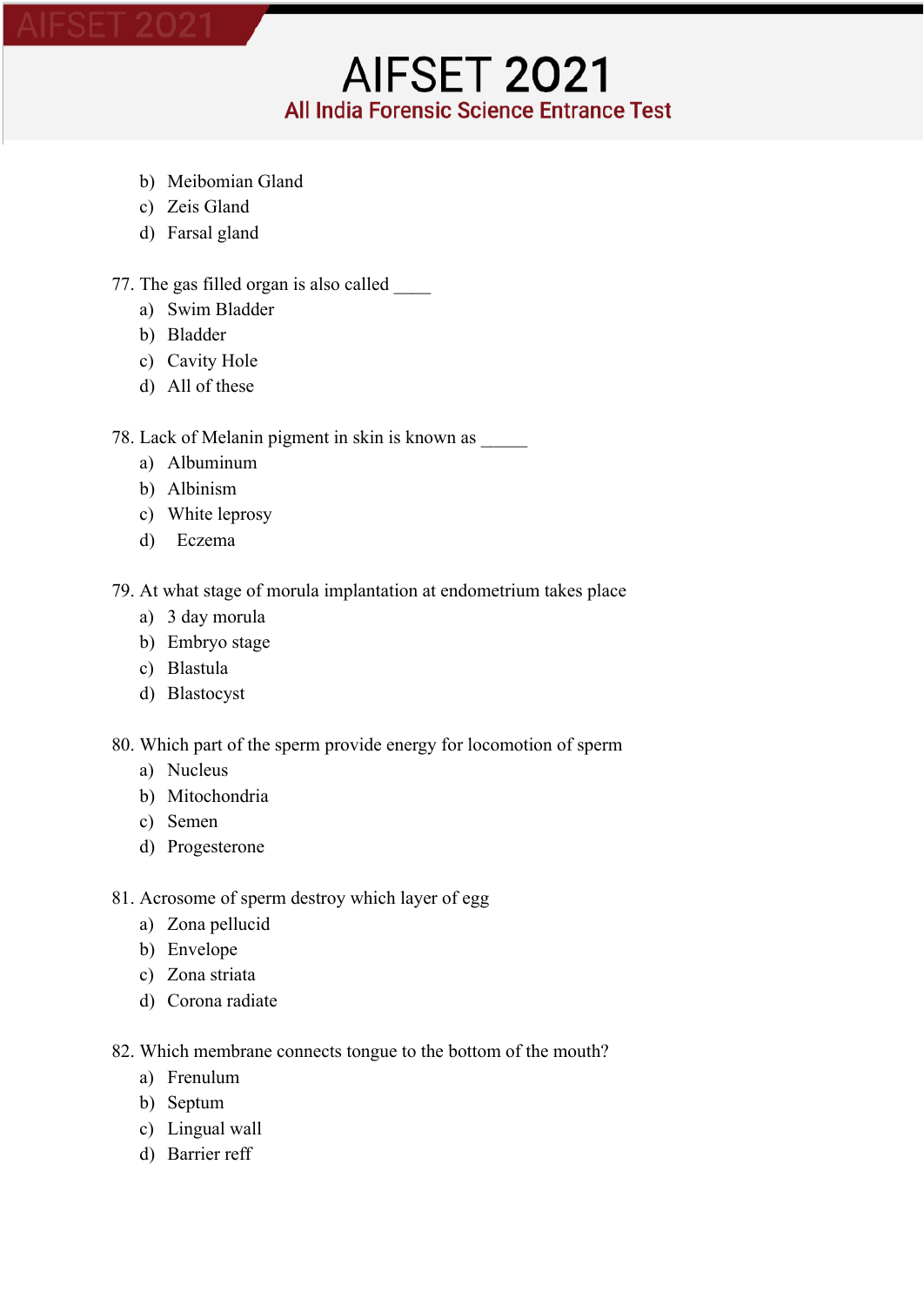b) Meibomian Gland
c) Zeis Gland
d) Farsal gland

77. The gas filled organ is also called ____
   a) Swim Bladder
   b) Bladder
   c) Cavity Hole
   d) All of these

78. Lack of Melanin pigment in skin is known as _____
   a) Albuminum
   b) Albinism
   c) White leprosy
   d) Eczema

79. At what stage of morula implantation at endometrium takes place
   a) 3 day morula
   b) Embryo stage
   c) Blastula
   d) Blastocyst

80. Which part of the sperm provide energy for locomotion of sperm
   a) Nucleus
   b) Mitochondria
   c) Semen
   d) Progesterone

81. Acrosome of sperm destroy which layer of egg
   a) Zona pellucid
   b) Envelope
   c) Zona striata
   d) Corona radiate

82. Which membrane connects tongue to the bottom of the mouth?
   a) Frenulum
   b) Septum
   c) Lingual wall
   d) Barrier reff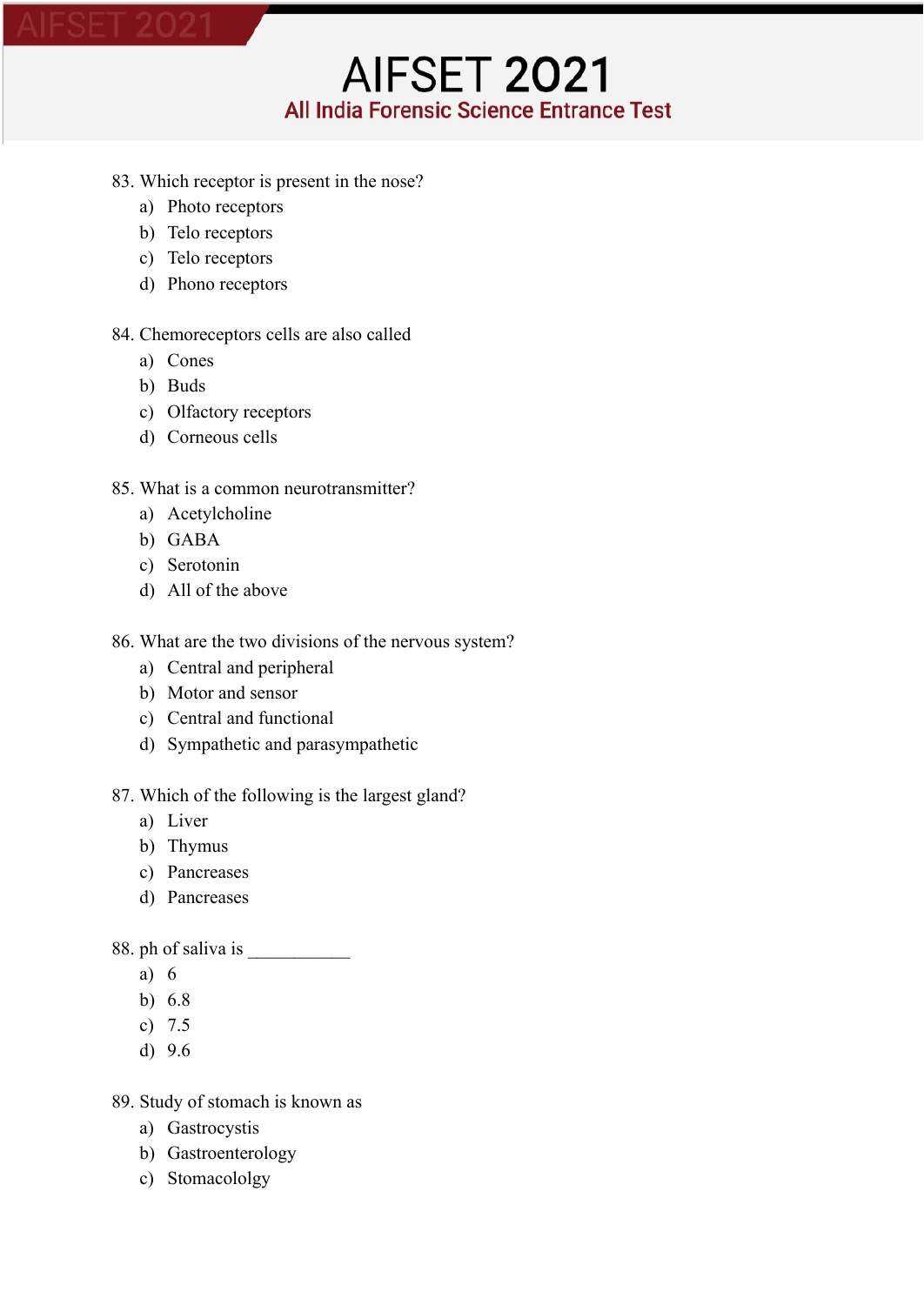83. Which receptor is present in the nose?
   a) Photo receptors
   b) Telo receptors
   c) Telo receptors
   d) Phono receptors

84. Chemoreceptors cells are also called
   a) Cones
   b) Buds
   c) Olfactory receptors
   d) Corneous cells

85. What is a common neurotransmitter?
   a) Acetylcholine
   b) GABA
   c) Serotonin
   d) All of the above

86. What are the two divisions of the nervous system?
   a) Central and peripheral
   b) Motor and sensor
   c) Central and functional
   d) Sympathetic and parasympathetic

87. Which of the following is the largest gland?
   a) Liver
   b) Thymus
   c) Pancreases
   d) Pancreases

88. ph of saliva is ___________
   a) 6
   b) 6.8
   c) 7.5
   d) 9.6

89. Study of stomach is known as
   a) Gastrocystis
   b) Gastroenterology
   c) Stomacololgy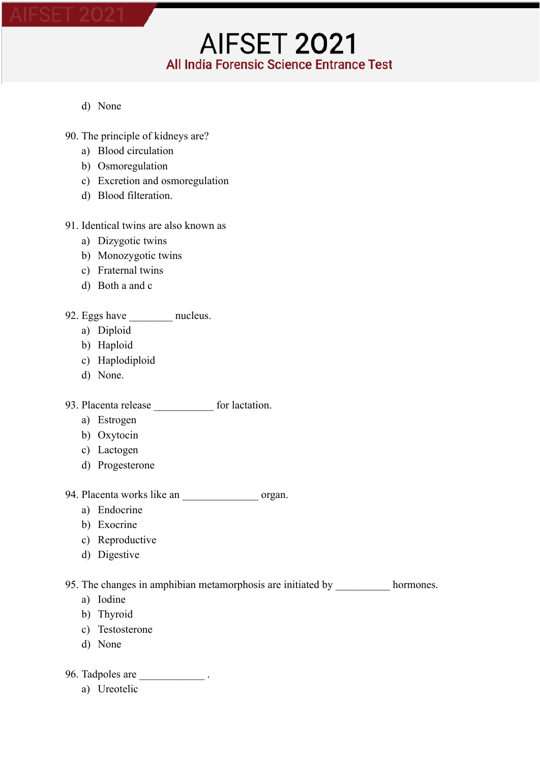d) None

90. The principle of kidneys are?
   a) Blood circulation
   b) Osmoregulation
   c) Excretion and osmoregulation
   d) Blood filteration.

91. Identical twins are also known as
   a) Dizygotic twins
   b) Monozygotic twins
   c) Fraternal twins
   d) Both a and c

92. Eggs have ________ nucleus.
   a) Diploid
   b) Haploid
   c) Haplodiploid
   d) None.

93. Placenta release ___________ for lactation.
   a) Estrogen
   b) Oxytocin
   c) Lactogen
   d) Progesterone

94. Placenta works like an ______________ organ.
   a) Endocrine
   b) Exocrine
   c) Reproductive
   d) Digestive

95. The changes in amphibian metamorphosis are initiated by __________ hormones.
   a) Iodine
   b) Thyroid
   c) Testosterone
   d) None

96. Tadpoles are ____________ .
   a) Ureotelic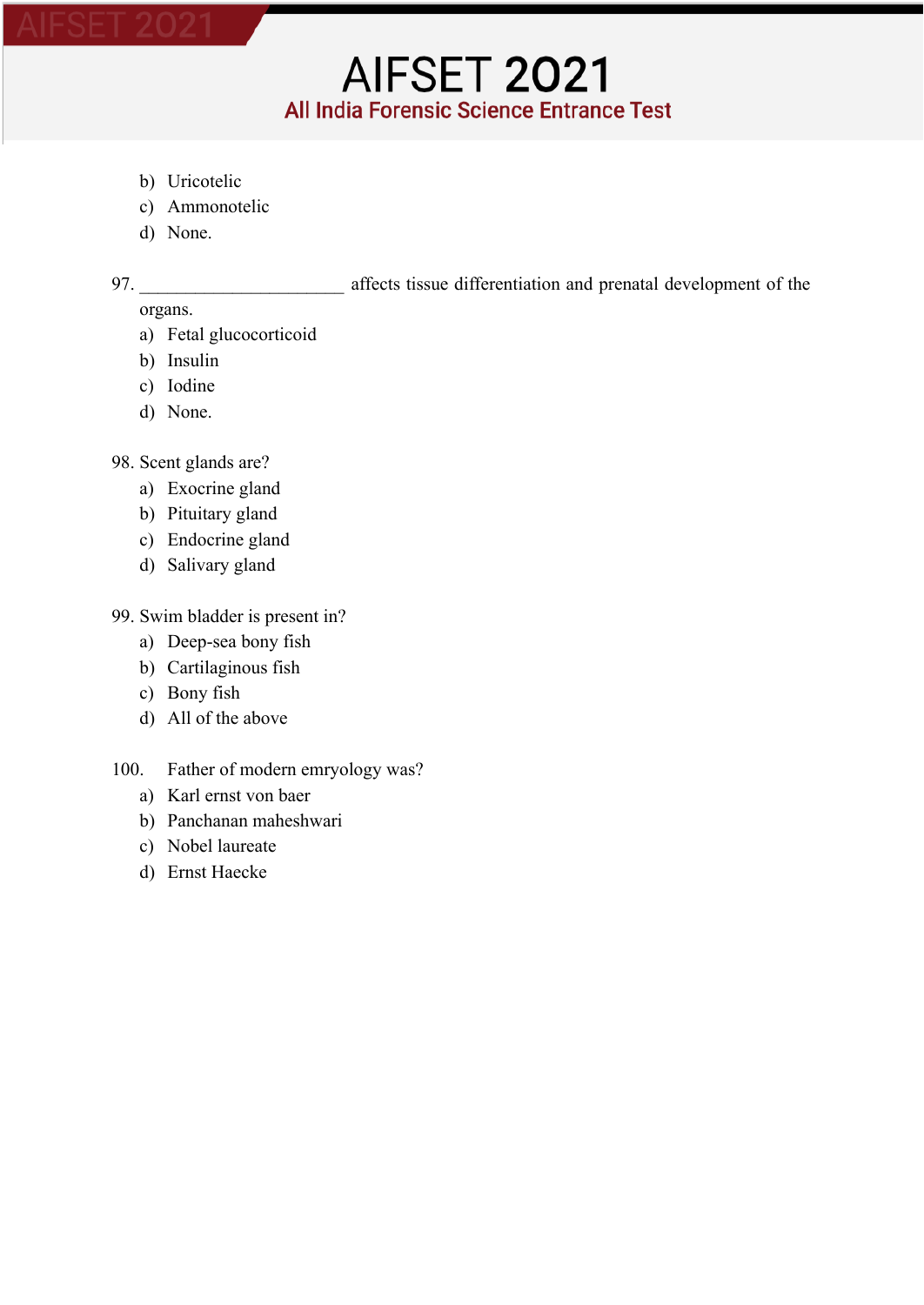b) Uricotelic
c) Ammonotelic
d) None.

97. ______________________ affects tissue differentiation and prenatal development of the organs.
a) Fetal glucocorticoid
b) Insulin
c) Iodine
d) None.

98. Scent glands are?
a) Exocrine gland
b) Pituitary gland
c) Endocrine gland
d) Salivary gland

99. Swim bladder is present in?
a) Deep-sea bony fish
b) Cartilaginous fish
c) Bony fish
d) All of the above

100. Father of modern emryology was?
a) Karl ernst von baer
b) Panchanan maheshwari
c) Nobel laureate
d) Ernst Haecke